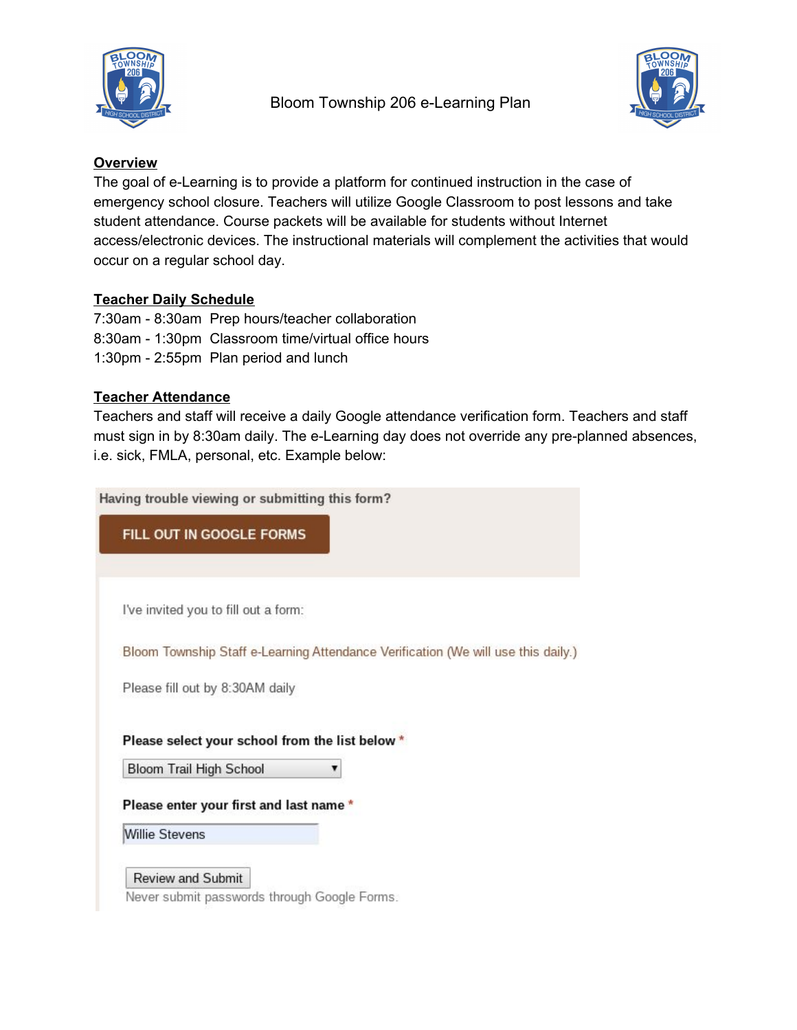# Bloom Township 206 e-Learning Plan

**Overview**

The goal of e-Learning is to provide a platform for continued instruction in the case of emergency school closure. Teachers will utilize Google Classroom to post lessons and take student attendance. Course packets will be available for students without Internet access/electronic devices. The instructional materials will complement the activities that would occur on a regular school day.

**Teacher Daily Schedule**

7:30am - 8:30am Prep hours/teacher collaboration
8:30am - 1:30pm Classroom time/virtual office hours
1:30pm - 2:55pm Plan period and lunch

**Teacher Attendance**

Teachers and staff will receive a daily Google attendance verification form. Teachers and staff must sign in by 8:30am daily. The e-Learning day does not override any pre-planned absences, i.e. sick, FMLA, personal, etc. Example below:

Having trouble viewing or submitting this form?

FILL OUT IN GOOGLE FORMS

I've invited you to fill out a form:

Bloom Township Staff e-Learning Attendance Verification (We will use this daily.)

Please fill out by 8:30AM daily

**Please select your school from the list below ***

Bloom Trail High School

**Please enter your first and last name ***

Willie Stevens

Review and Submit

Never submit passwords through Google Forms.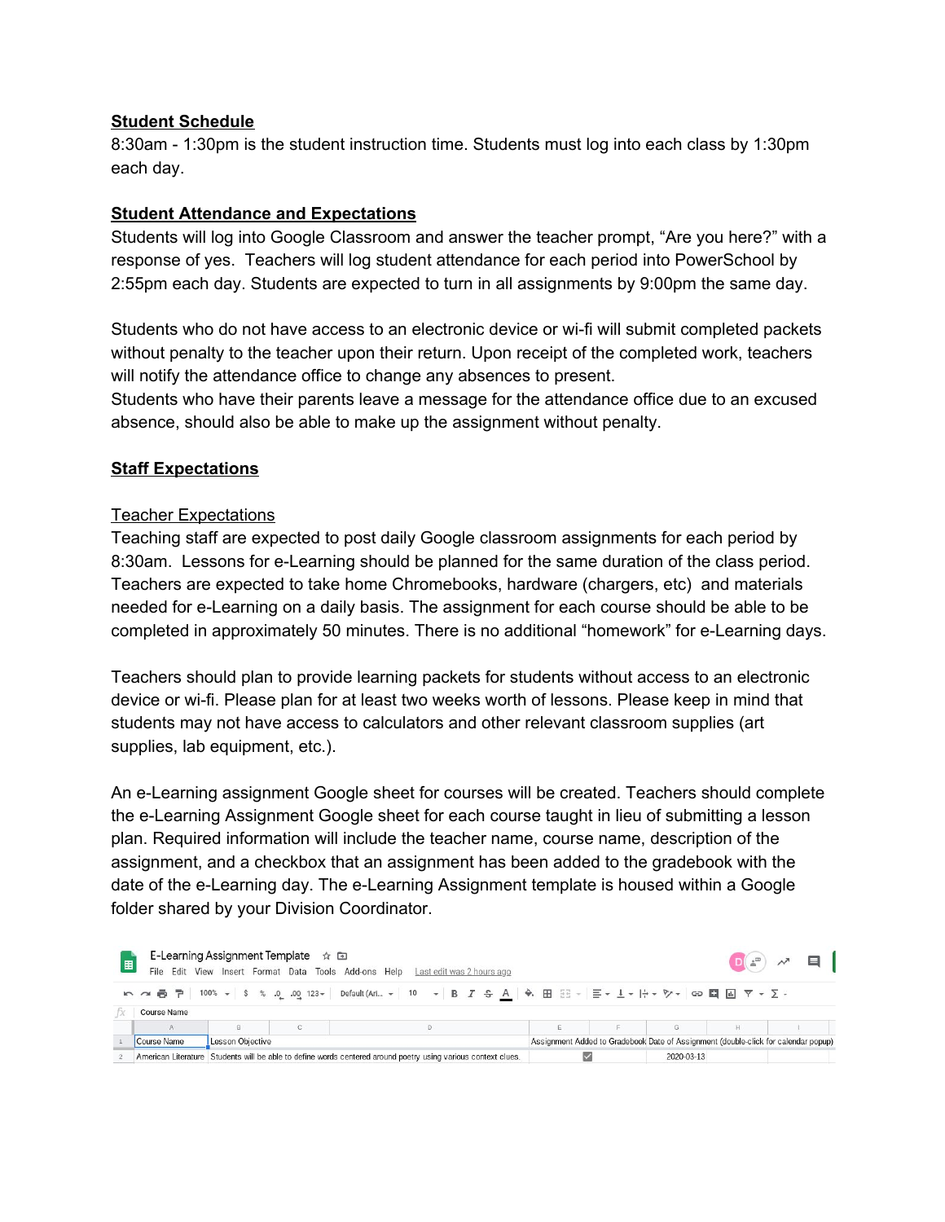## **Student Schedule**

8:30am - 1:30pm is the student instruction time. Students must log into each class by 1:30pm each day.

## **Student Attendance and Expectations**

Students will log into Google Classroom and answer the teacher prompt, "Are you here?" with a response of yes. Teachers will log student attendance for each period into PowerSchool by 2:55pm each day. Students are expected to turn in all assignments by 9:00pm the same day.

Students who do not have access to an electronic device or wi-fi will submit completed packets without penalty to the teacher upon their return. Upon receipt of the completed work, teachers will notify the attendance office to change any absences to present.
Students who have their parents leave a message for the attendance office due to an excused absence, should also be able to make up the assignment without penalty.

## **Staff Expectations**

### Teacher Expectations

Teaching staff are expected to post daily Google classroom assignments for each period by 8:30am. Lessons for e-Learning should be planned for the same duration of the class period. Teachers are expected to take home Chromebooks, hardware (chargers, etc) and materials needed for e-Learning on a daily basis. The assignment for each course should be able to be completed in approximately 50 minutes. There is no additional "homework" for e-Learning days.

Teachers should plan to provide learning packets for students without access to an electronic device or wi-fi. Please plan for at least two weeks worth of lessons. Please keep in mind that students may not have access to calculators and other relevant classroom supplies (art supplies, lab equipment, etc.).

An e-Learning assignment Google sheet for courses will be created. Teachers should complete the e-Learning Assignment Google sheet for each course taught in lieu of submitting a lesson plan. Required information will include the teacher name, course name, description of the assignment, and a checkbox that an assignment has been added to the gradebook with the date of the e-Learning day. The e-Learning Assignment template is housed within a Google folder shared by your Division Coordinator.

E-Learning Assignment Template

| Course Name | Lesson Objective | Assignment Added to Gradebook | Date of Assignment (double-click for calendar popup) |
|---|---|---|---|
| American Literature | Students will be able to define words centered around poetry using various context clues. | ☑ | 2020-03-13 |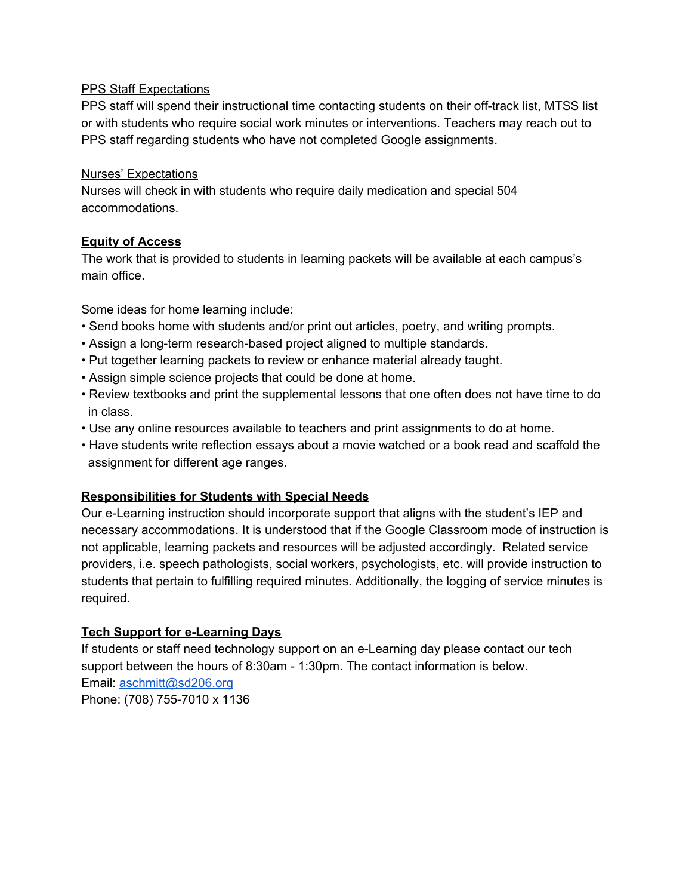PPS Staff Expectations

PPS staff will spend their instructional time contacting students on their off-track list, MTSS list or with students who require social work minutes or interventions. Teachers may reach out to PPS staff regarding students who have not completed Google assignments.

Nurses' Expectations

Nurses will check in with students who require daily medication and special 504 accommodations.

## Equity of Access

The work that is provided to students in learning packets will be available at each campus's main office.

Some ideas for home learning include:

- Send books home with students and/or print out articles, poetry, and writing prompts.
- Assign a long-term research-based project aligned to multiple standards.
- Put together learning packets to review or enhance material already taught.
- Assign simple science projects that could be done at home.
- Review textbooks and print the supplemental lessons that one often does not have time to do in class.
- Use any online resources available to teachers and print assignments to do at home.
- Have students write reflection essays about a movie watched or a book read and scaffold the assignment for different age ranges.

## Responsibilities for Students with Special Needs

Our e-Learning instruction should incorporate support that aligns with the student's IEP and necessary accommodations. It is understood that if the Google Classroom mode of instruction is not applicable, learning packets and resources will be adjusted accordingly. Related service providers, i.e. speech pathologists, social workers, psychologists, etc. will provide instruction to students that pertain to fulfilling required minutes. Additionally, the logging of service minutes is required.

## Tech Support for e-Learning Days

If students or staff need technology support on an e-Learning day please contact our tech support between the hours of 8:30am - 1:30pm. The contact information is below.

Email: aschmitt@sd206.org

Phone: (708) 755-7010 x 1136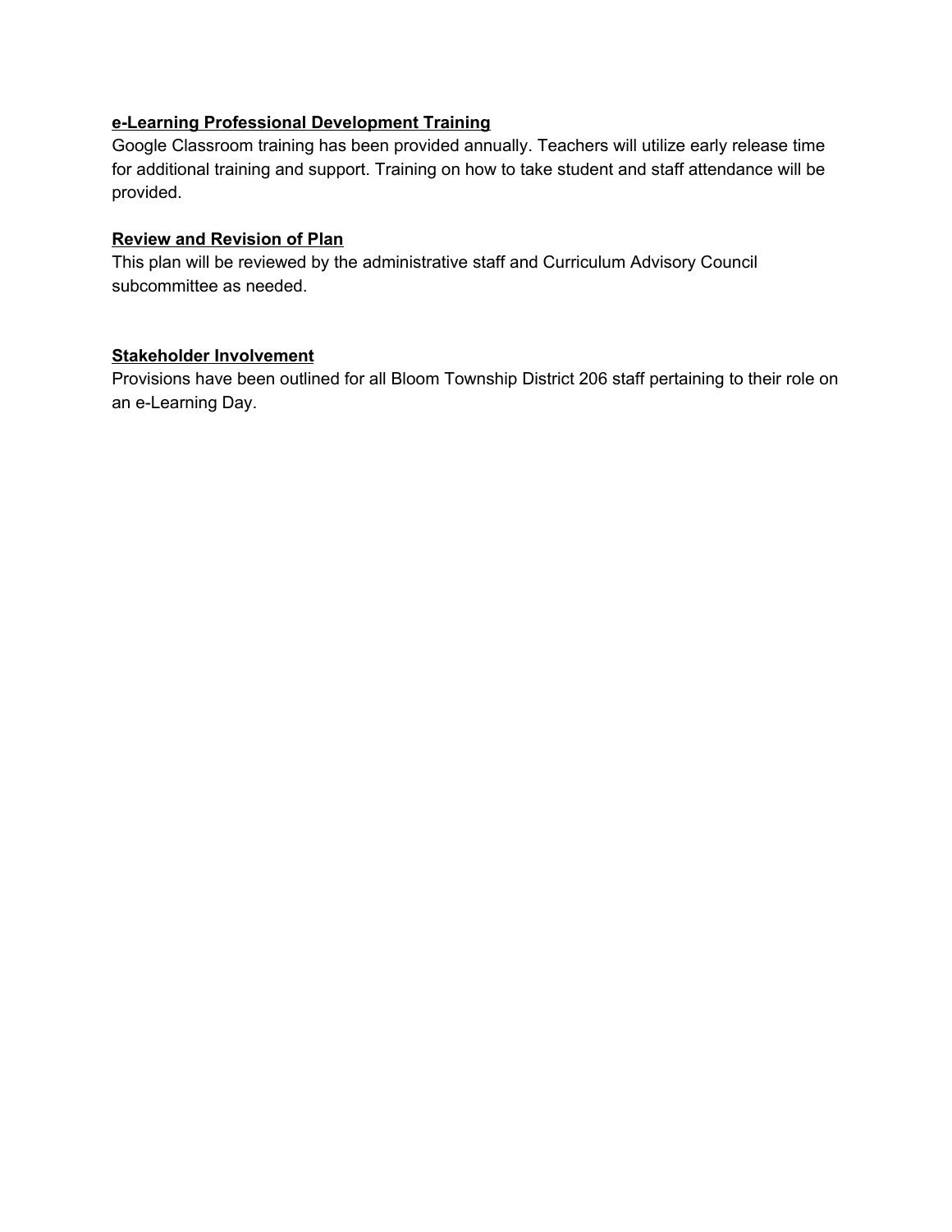**e-Learning Professional Development Training**

Google Classroom training has been provided annually. Teachers will utilize early release time for additional training and support. Training on how to take student and staff attendance will be provided.

**Review and Revision of Plan**

This plan will be reviewed by the administrative staff and Curriculum Advisory Council subcommittee as needed.

**Stakeholder Involvement**

Provisions have been outlined for all Bloom Township District 206 staff pertaining to their role on an e-Learning Day.